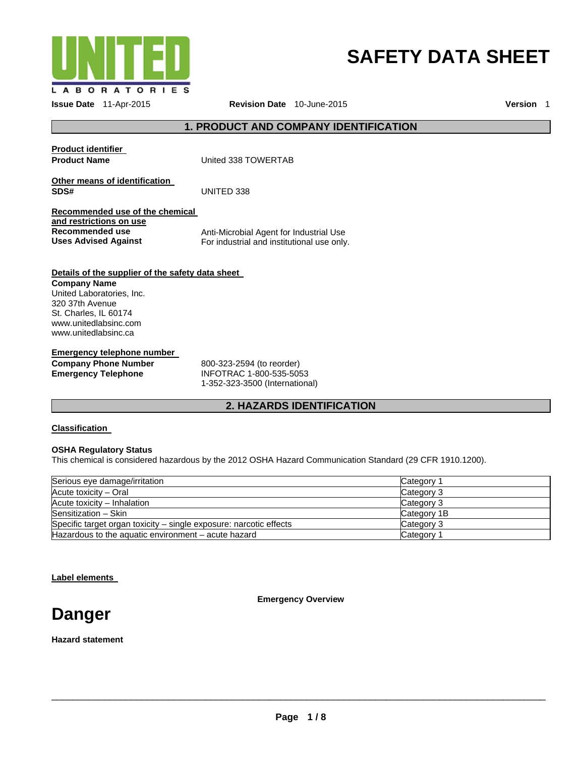UNITED LABORATORIES

# SAFETY DATA SHEET

**Issue Date** 11-Apr-2015 **Revision Date** 10-June-2015 **Version** 1

## 1. PRODUCT AND COMPANY IDENTIFICATION

**Product identifier**

**Product Name** United 338 TOWERTAB

**Other means of identification**

**SDS#** UNITED 338

**Recommended use of the chemical and restrictions on use**

**Recommended use** Anti-Microbial Agent for Industrial Use

**Uses Advised Against** For industrial and institutional use only.

**Details of the supplier of the safety data sheet**

**Company Name**
United Laboratories, Inc.
320 37th Avenue
St. Charles, IL 60174
www.unitedlabsinc.com
www.unitedlabsinc.ca

**Emergency telephone number**

**Company Phone Number** 800-323-2594 (to reorder)

**Emergency Telephone** INFOTRAC 1-800-535-5053
1-352-323-3500 (International)

## 2. HAZARDS IDENTIFICATION

**Classification**

**OSHA Regulatory Status**
This chemical is considered hazardous by the 2012 OSHA Hazard Communication Standard (29 CFR 1910.1200).

| | |
|---|---|
| Serious eye damage/irritation | Category 1 |
| Acute toxicity – Oral | Category 3 |
| Acute toxicity – Inhalation | Category 3 |
| Sensitization – Skin | Category 1B |
| Specific target organ toxicity – single exposure: narcotic effects | Category 3 |
| Hazardous to the aquatic environment – acute hazard | Category 1 |

**Label elements**

**Emergency Overview**

# Danger

**Hazard statement**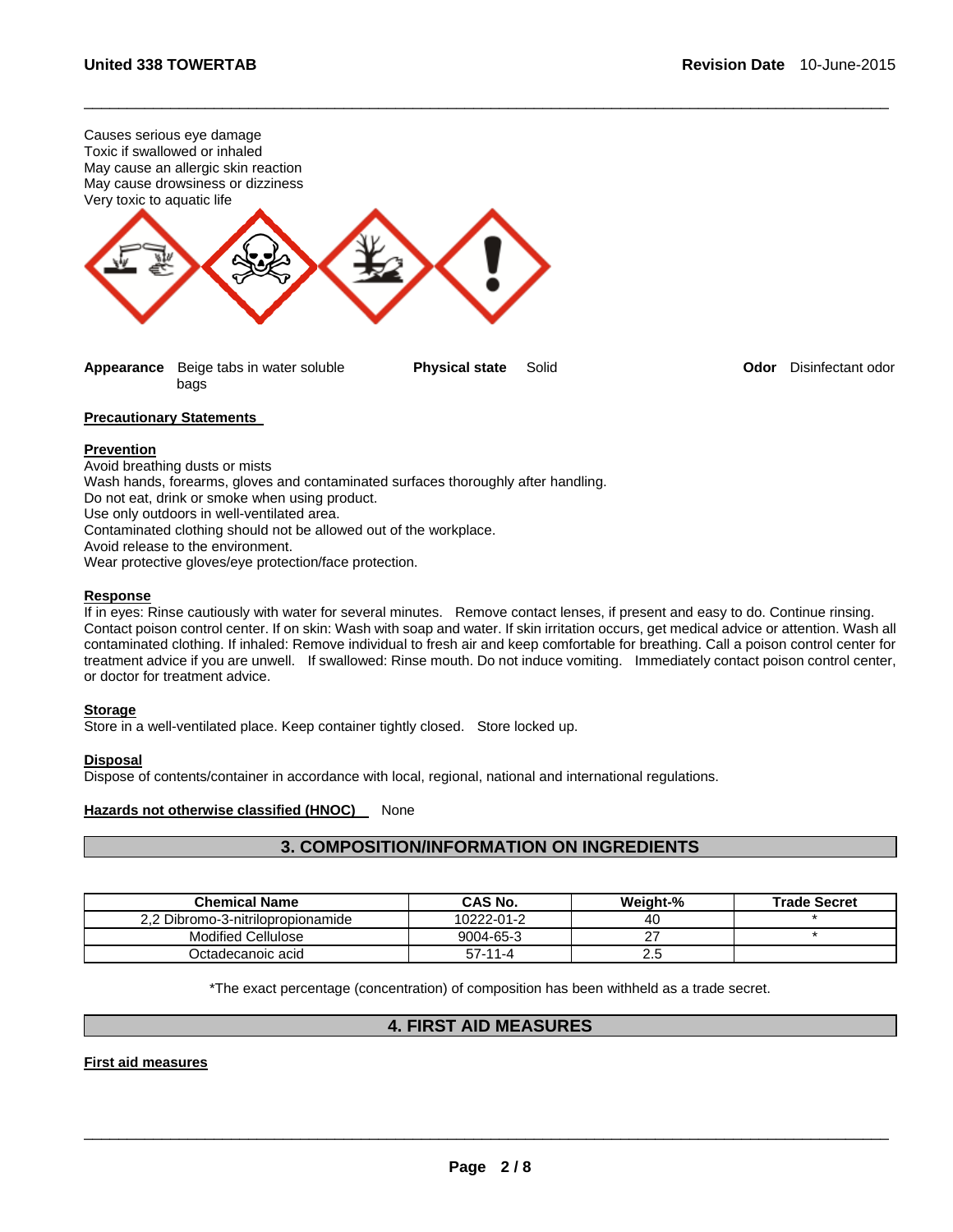Causes serious eye damage
Toxic if swallowed or inhaled
May cause an allergic skin reaction
May cause drowsiness or dizziness
Very toxic to aquatic life

**Appearance** Beige tabs in water soluble bags **Physical state** Solid **Odor** Disinfectant odor

**Precautionary Statements**

**Prevention**

Avoid breathing dusts or mists
Wash hands, forearms, gloves and contaminated surfaces thoroughly after handling.
Do not eat, drink or smoke when using product.
Use only outdoors in well-ventilated area.
Contaminated clothing should not be allowed out of the workplace.
Avoid release to the environment.
Wear protective gloves/eye protection/face protection.

**Response**

If in eyes: Rinse cautiously with water for several minutes. Remove contact lenses, if present and easy to do. Continue rinsing. Contact poison control center. If on skin: Wash with soap and water. If skin irritation occurs, get medical advice or attention. Wash all contaminated clothing. If inhaled: Remove individual to fresh air and keep comfortable for breathing. Call a poison control center for treatment advice if you are unwell. If swallowed: Rinse mouth. Do not induce vomiting. Immediately contact poison control center, or doctor for treatment advice.

**Storage**

Store in a well-ventilated place. Keep container tightly closed. Store locked up.

**Disposal**

Dispose of contents/container in accordance with local, regional, national and international regulations.

**Hazards not otherwise classified (HNOC)** None

## 3. COMPOSITION/INFORMATION ON INGREDIENTS

| Chemical Name | CAS No. | Weight-% | Trade Secret |
|---|---|---|---|
| 2,2 Dibromo-3-nitrilopropionamide | 10222-01-2 | 40 | * |
| Modified Cellulose | 9004-65-3 | 27 | * |
| Octadecanoic acid | 57-11-4 | 2.5 | |

*The exact percentage (concentration) of composition has been withheld as a trade secret.

## 4. FIRST AID MEASURES

**First aid measures**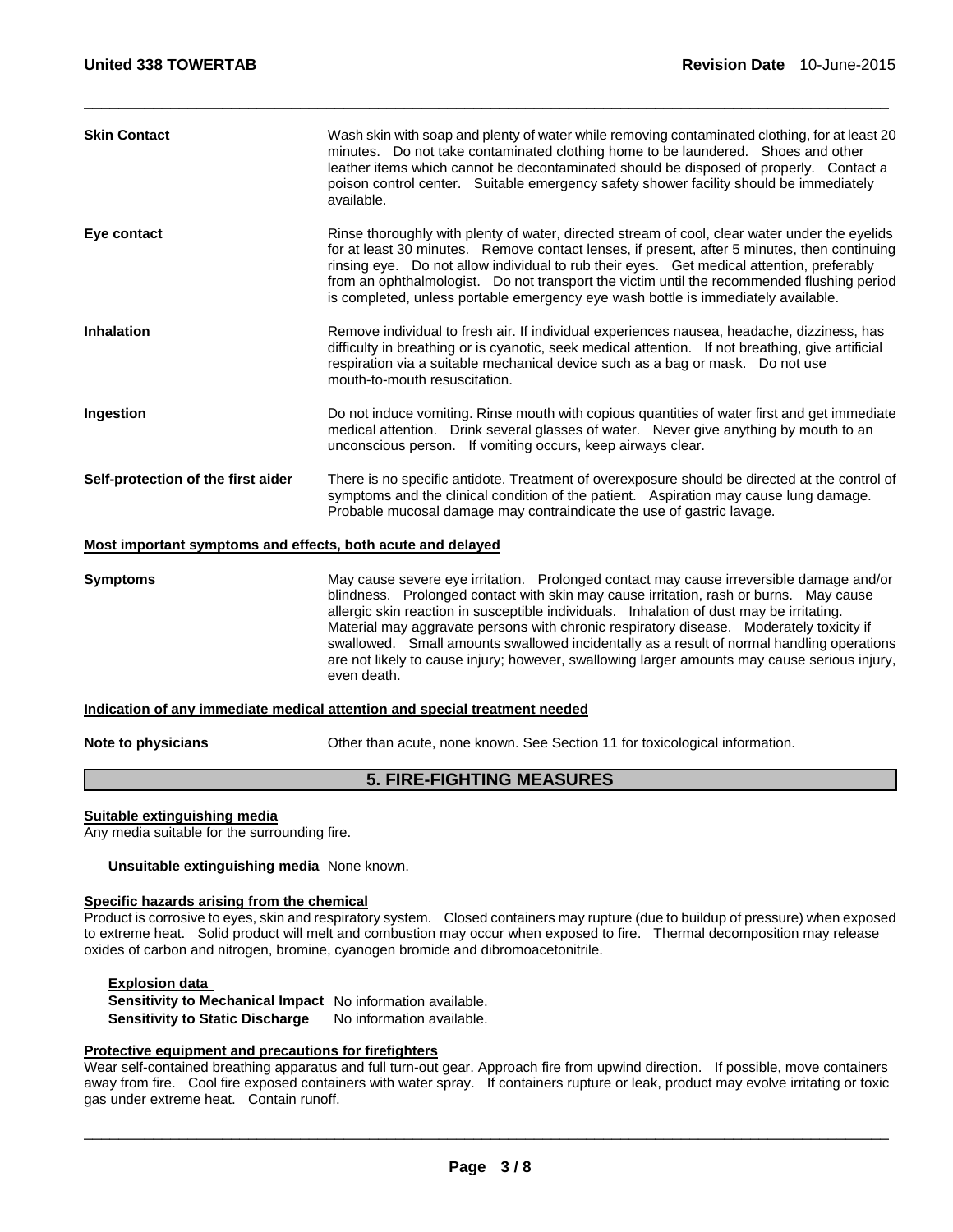**Skin Contact** Wash skin with soap and plenty of water while removing contaminated clothing, for at least 20 minutes. Do not take contaminated clothing home to be laundered. Shoes and other leather items which cannot be decontaminated should be disposed of properly. Contact a poison control center. Suitable emergency safety shower facility should be immediately available.

**Eye contact** Rinse thoroughly with plenty of water, directed stream of cool, clear water under the eyelids for at least 30 minutes. Remove contact lenses, if present, after 5 minutes, then continuing rinsing eye. Do not allow individual to rub their eyes. Get medical attention, preferably from an ophthalmologist. Do not transport the victim until the recommended flushing period is completed, unless portable emergency eye wash bottle is immediately available.

**Inhalation** Remove individual to fresh air. If individual experiences nausea, headache, dizziness, has difficulty in breathing or is cyanotic, seek medical attention. If not breathing, give artificial respiration via a suitable mechanical device such as a bag or mask. Do not use mouth-to-mouth resuscitation.

**Ingestion** Do not induce vomiting. Rinse mouth with copious quantities of water first and get immediate medical attention. Drink several glasses of water. Never give anything by mouth to an unconscious person. If vomiting occurs, keep airways clear.

**Self-protection of the first aider** There is no specific antidote. Treatment of overexposure should be directed at the control of symptoms and the clinical condition of the patient. Aspiration may cause lung damage. Probable mucosal damage may contraindicate the use of gastric lavage.

**Most important symptoms and effects, both acute and delayed**

**Symptoms** May cause severe eye irritation. Prolonged contact may cause irreversible damage and/or blindness. Prolonged contact with skin may cause irritation, rash or burns. May cause allergic skin reaction in susceptible individuals. Inhalation of dust may be irritating. Material may aggravate persons with chronic respiratory disease. Moderately toxicity if swallowed. Small amounts swallowed incidentally as a result of normal handling operations are not likely to cause injury; however, swallowing larger amounts may cause serious injury, even death.

**Indication of any immediate medical attention and special treatment needed**

**Note to physicians** Other than acute, none known. See Section 11 for toxicological information.

## 5. FIRE-FIGHTING MEASURES

**Suitable extinguishing media**

Any media suitable for the surrounding fire.

**Unsuitable extinguishing media** None known.

**Specific hazards arising from the chemical**

Product is corrosive to eyes, skin and respiratory system. Closed containers may rupture (due to buildup of pressure) when exposed to extreme heat. Solid product will melt and combustion may occur when exposed to fire. Thermal decomposition may release oxides of carbon and nitrogen, bromine, cyanogen bromide and dibromoacetonitrile.

**Explosion data**

**Sensitivity to Mechanical Impact** No information available.

**Sensitivity to Static Discharge** No information available.

**Protective equipment and precautions for firefighters**

Wear self-contained breathing apparatus and full turn-out gear. Approach fire from upwind direction. If possible, move containers away from fire. Cool fire exposed containers with water spray. If containers rupture or leak, product may evolve irritating or toxic gas under extreme heat. Contain runoff.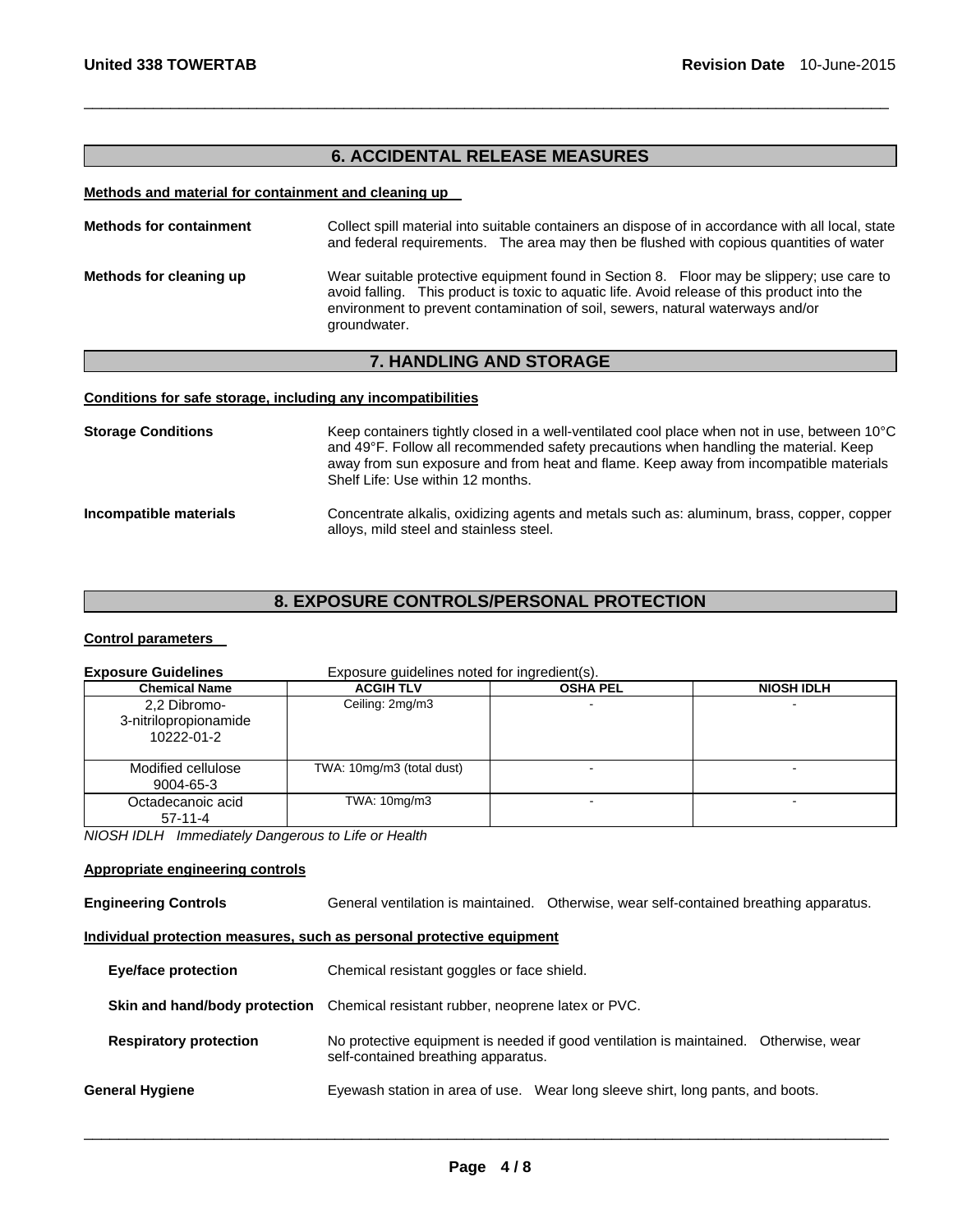## 6. ACCIDENTAL RELEASE MEASURES

**Methods and material for containment and cleaning up**

**Methods for containment** Collect spill material into suitable containers an dispose of in accordance with all local, state and federal requirements. The area may then be flushed with copious quantities of water

**Methods for cleaning up** Wear suitable protective equipment found in Section 8. Floor may be slippery; use care to avoid falling. This product is toxic to aquatic life. Avoid release of this product into the environment to prevent contamination of soil, sewers, natural waterways and/or groundwater.

## 7. HANDLING AND STORAGE

**Conditions for safe storage, including any incompatibilities**

**Storage Conditions** Keep containers tightly closed in a well-ventilated cool place when not in use, between 10°C and 49°F. Follow all recommended safety precautions when handling the material. Keep away from sun exposure and from heat and flame. Keep away from incompatible materials Shelf Life: Use within 12 months.

**Incompatible materials** Concentrate alkalis, oxidizing agents and metals such as: aluminum, brass, copper, copper alloys, mild steel and stainless steel.

## 8. EXPOSURE CONTROLS/PERSONAL PROTECTION

**Control parameters**

**Exposure Guidelines** Exposure guidelines noted for ingredient(s).

| Chemical Name | ACGIH TLV | OSHA PEL | NIOSH IDLH |
|---|---|---|---|
| 2,2 Dibromo-3-nitrilopropionamide 10222-01-2 | Ceiling: 2mg/m3 | - | - |
| Modified cellulose 9004-65-3 | TWA: 10mg/m3 (total dust) | - | - |
| Octadecanoic acid 57-11-4 | TWA: 10mg/m3 | - | - |

*NIOSH IDLH Immediately Dangerous to Life or Health*

**Appropriate engineering controls**

**Engineering Controls** General ventilation is maintained. Otherwise, wear self-contained breathing apparatus.

**Individual protection measures, such as personal protective equipment**

**Eye/face protection** Chemical resistant goggles or face shield.

**Skin and hand/body protection** Chemical resistant rubber, neoprene latex or PVC.

**Respiratory protection** No protective equipment is needed if good ventilation is maintained. Otherwise, wear self-contained breathing apparatus.

**General Hygiene** Eyewash station in area of use. Wear long sleeve shirt, long pants, and boots.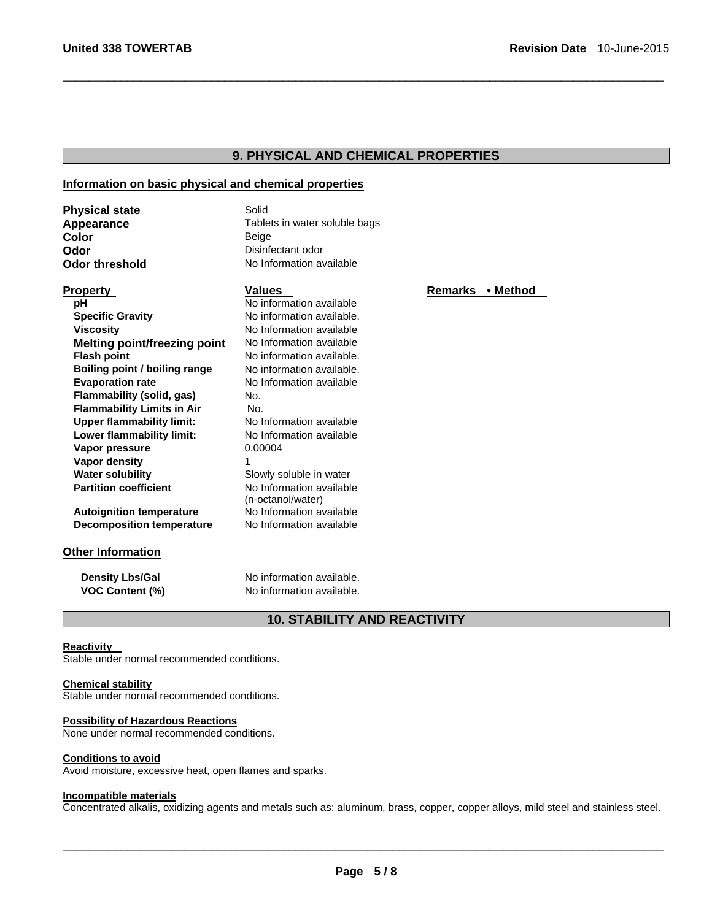## 9. PHYSICAL AND CHEMICAL PROPERTIES

### Information on basic physical and chemical properties

| | |
|---|---|
| **Physical state** | Solid |
| **Appearance** | Tablets in water soluble bags |
| **Color** | Beige |
| **Odor** | Disinfectant odor |
| **Odor threshold** | No Information available |

| Property | Values | Remarks • Method |
|---|---|---|
| **pH** | No information available | |
| **Specific Gravity** | No information available. | |
| **Viscosity** | No Information available | |
| **Melting point/freezing point** | No Information available | |
| **Flash point** | No information available. | |
| **Boiling point / boiling range** | No information available. | |
| **Evaporation rate** | No Information available | |
| **Flammability (solid, gas)** | No. | |
| **Flammability Limits in Air** | No. | |
| **Upper flammability limit:** | No Information available | |
| **Lower flammability limit:** | No Information available | |
| **Vapor pressure** | 0.00004 | |
| **Vapor density** | 1 | |
| **Water solubility** | Slowly soluble in water | |
| **Partition coefficient** | No Information available (n-octanol/water) | |
| **Autoignition temperature** | No Information available | |
| **Decomposition temperature** | No Information available | |

### Other Information

| | |
|---|---|
| **Density Lbs/Gal** | No information available. |
| **VOC Content (%)** | No information available. |

## 10. STABILITY AND REACTIVITY

**Reactivity**
Stable under normal recommended conditions.

**Chemical stability**
Stable under normal recommended conditions.

**Possibility of Hazardous Reactions**
None under normal recommended conditions.

**Conditions to avoid**
Avoid moisture, excessive heat, open flames and sparks.

**Incompatible materials**
Concentrated alkalis, oxidizing agents and metals such as: aluminum, brass, copper, copper alloys, mild steel and stainless steel.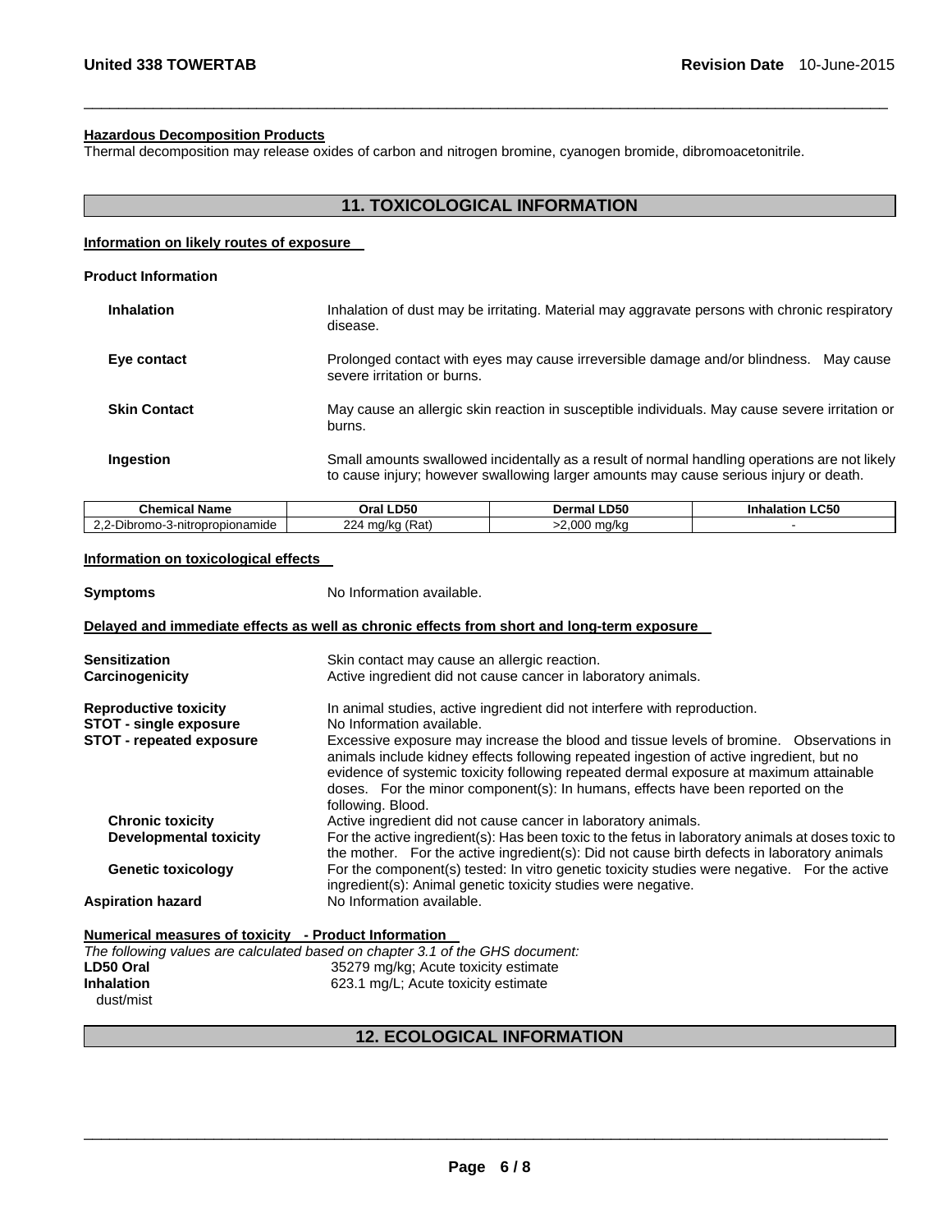### Hazardous Decomposition Products

Thermal decomposition may release oxides of carbon and nitrogen bromine, cyanogen bromide, dibromoacetonitrile.

## 11. TOXICOLOGICAL INFORMATION

### Information on likely routes of exposure

**Product Information**

**Inhalation**: Inhalation of dust may be irritating. Material may aggravate persons with chronic respiratory disease.

**Eye contact**: Prolonged contact with eyes may cause irreversible damage and/or blindness. May cause severe irritation or burns.

**Skin Contact**: May cause an allergic skin reaction in susceptible individuals. May cause severe irritation or burns.

**Ingestion**: Small amounts swallowed incidentally as a result of normal handling operations are not likely to cause injury; however swallowing larger amounts may cause serious injury or death.

| Chemical Name | Oral LD50 | Dermal LD50 | Inhalation LC50 |
|---|---|---|---|
| 2,2-Dibromo-3-nitropropionamide | 224 mg/kg (Rat) | >2,000 mg/kg | - |

### Information on toxicological effects

**Symptoms**: No Information available.

### Delayed and immediate effects as well as chronic effects from short and long-term exposure

**Sensitization**: Skin contact may cause an allergic reaction.

**Carcinogenicity**: Active ingredient did not cause cancer in laboratory animals.

**Reproductive toxicity**: In animal studies, active ingredient did not interfere with reproduction.

**STOT - single exposure**: No Information available.

**STOT - repeated exposure**: Excessive exposure may increase the blood and tissue levels of bromine. Observations in animals include kidney effects following repeated ingestion of active ingredient, but no evidence of systemic toxicity following repeated dermal exposure at maximum attainable doses. For the minor component(s): In humans, effects have been reported on the following. Blood.

**Chronic toxicity**: Active ingredient did not cause cancer in laboratory animals.

**Developmental toxicity**: For the active ingredient(s): Has been toxic to the fetus in laboratory animals at doses toxic to the mother. For the active ingredient(s): Did not cause birth defects in laboratory animals

**Genetic toxicology**: For the component(s) tested: In vitro genetic toxicity studies were negative. For the active ingredient(s): Animal genetic toxicity studies were negative.

**Aspiration hazard**: No Information available.

### Numerical measures of toxicity - Product Information

*The following values are calculated based on chapter 3.1 of the GHS document:*

**LD50 Oral**: 35279 mg/kg; Acute toxicity estimate

**Inhalation** dust/mist: 623.1 mg/L; Acute toxicity estimate

## 12. ECOLOGICAL INFORMATION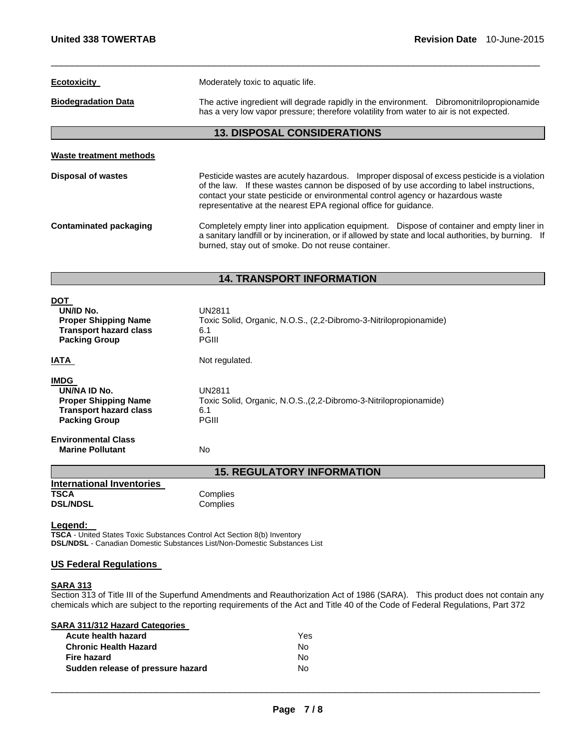| | |
|---|---|
| **Ecotoxicity** | Moderately toxic to aquatic life. |
| **Biodegradation Data** | The active ingredient will degrade rapidly in the environment. Dibromonitrilopropionamide has a very low vapor pressure; therefore volatility from water to air is not expected. |

## 13. DISPOSAL CONSIDERATIONS

**Waste treatment methods**

| | |
|---|---|
| **Disposal of wastes** | Pesticide wastes are acutely hazardous. Improper disposal of excess pesticide is a violation of the law. If these wastes cannon be disposed of by use according to label instructions, contact your state pesticide or environmental control agency or hazardous waste representative at the nearest EPA regional office for guidance. |
| **Contaminated packaging** | Completely empty liner into application equipment. Dispose of container and empty liner in a sanitary landfill or by incineration, or if allowed by state and local authorities, by burning. If burned, stay out of smoke. Do not reuse container. |

## 14. TRANSPORT INFORMATION

**DOT**

| | |
|---|---|
| **UN/ID No.** | UN2811 |
| **Proper Shipping Name** | Toxic Solid, Organic, N.O.S., (2,2-Dibromo-3-Nitrilopropionamide) |
| **Transport hazard class** | 6.1 |
| **Packing Group** | PGIII |

**IATA** Not regulated.

**IMDG**

| | |
|---|---|
| **UN/NA ID No.** | UN2811 |
| **Proper Shipping Name** | Toxic Solid, Organic, N.O.S.,(2,2-Dibromo-3-Nitrilopropionamide) |
| **Transport hazard class** | 6.1 |
| **Packing Group** | PGIII |

**Environmental Class**

| | |
|---|---|
| **Marine Pollutant** | No |

## 15. REGULATORY INFORMATION

**International Inventories**

| | |
|---|---|
| **TSCA** | Complies |
| **DSL/NDSL** | Complies |

**Legend:**
**TSCA** - United States Toxic Substances Control Act Section 8(b) Inventory
**DSL/NDSL** - Canadian Domestic Substances List/Non-Domestic Substances List

### US Federal Regulations

**SARA 313**
Section 313 of Title III of the Superfund Amendments and Reauthorization Act of 1986 (SARA). This product does not contain any chemicals which are subject to the reporting requirements of the Act and Title 40 of the Code of Federal Regulations, Part 372

**SARA 311/312 Hazard Categories**

| | |
|---|---|
| **Acute health hazard** | Yes |
| **Chronic Health Hazard** | No |
| **Fire hazard** | No |
| **Sudden release of pressure hazard** | No |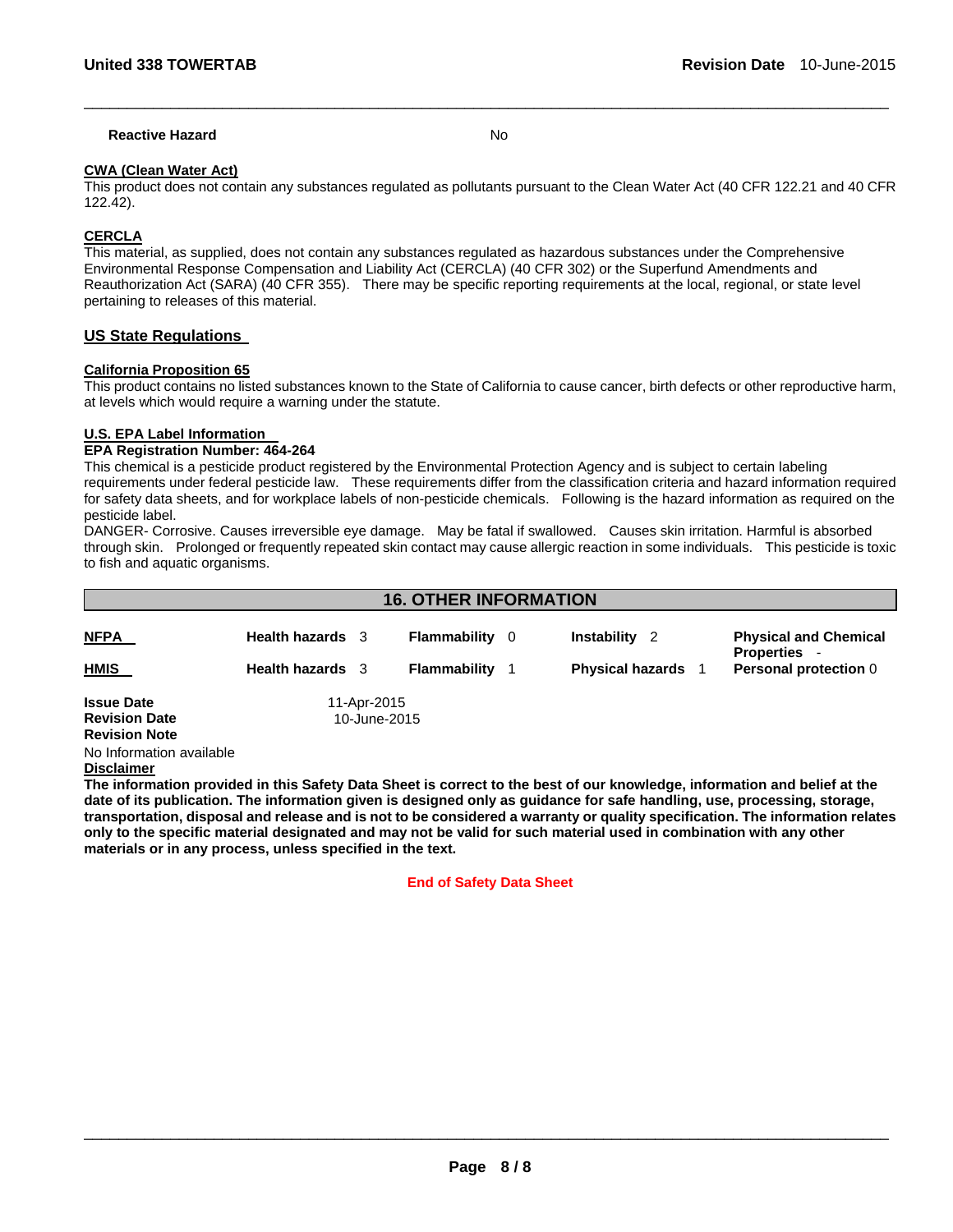| | |
|---|---|
| **Reactive Hazard** | No |

**CWA (Clean Water Act)**

This product does not contain any substances regulated as pollutants pursuant to the Clean Water Act (40 CFR 122.21 and 40 CFR 122.42).

**CERCLA**

This material, as supplied, does not contain any substances regulated as hazardous substances under the Comprehensive Environmental Response Compensation and Liability Act (CERCLA) (40 CFR 302) or the Superfund Amendments and Reauthorization Act (SARA) (40 CFR 355). There may be specific reporting requirements at the local, regional, or state level pertaining to releases of this material.

## US State Regulations

**California Proposition 65**

This product contains no listed substances known to the State of California to cause cancer, birth defects or other reproductive harm, at levels which would require a warning under the statute.

**U.S. EPA Label Information**

**EPA Registration Number: 464-264**

This chemical is a pesticide product registered by the Environmental Protection Agency and is subject to certain labeling requirements under federal pesticide law. These requirements differ from the classification criteria and hazard information required for safety data sheets, and for workplace labels of non-pesticide chemicals. Following is the hazard information as required on the pesticide label.

DANGER- Corrosive. Causes irreversible eye damage. May be fatal if swallowed. Causes skin irritation. Harmful is absorbed through skin. Prolonged or frequently repeated skin contact may cause allergic reaction in some individuals. This pesticide is toxic to fish and aquatic organisms.

## 16. OTHER INFORMATION

| | | | | |
|---|---|---|---|---|
| **NFPA** | **Health hazards** 3 | **Flammability** 0 | **Instability** 2 | **Physical and Chemical Properties** - |
| **HMIS** | **Health hazards** 3 | **Flammability** 1 | **Physical hazards** 1 | **Personal protection** 0 |

| | |
|---|---|
| **Issue Date** | 11-Apr-2015 |
| **Revision Date** | 10-June-2015 |
| **Revision Note** | |

No Information available

**Disclaimer**

**The information provided in this Safety Data Sheet is correct to the best of our knowledge, information and belief at the date of its publication. The information given is designed only as guidance for safe handling, use, processing, storage, transportation, disposal and release and is not to be considered a warranty or quality specification. The information relates only to the specific material designated and may not be valid for such material used in combination with any other materials or in any process, unless specified in the text.**

**End of Safety Data Sheet**